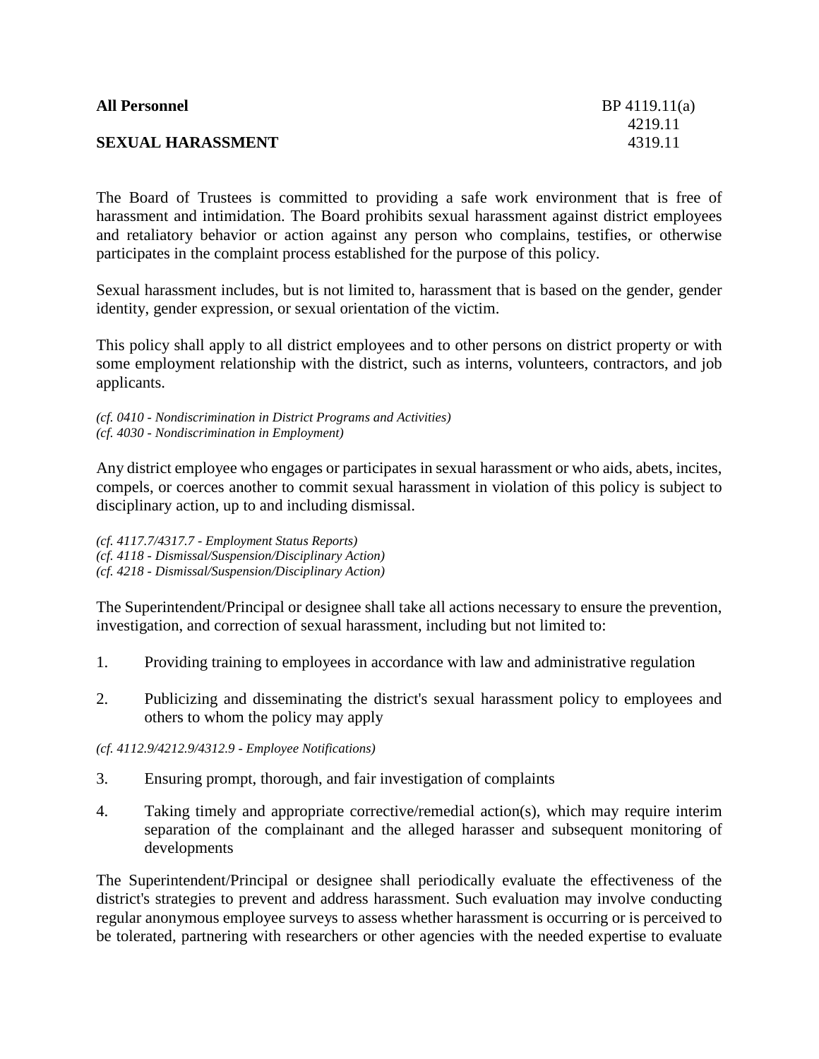**All Personnel** BP 4119.11(a)
4219.11
**SEXUAL HARASSMENT** 4319.11

The Board of Trustees is committed to providing a safe work environment that is free of harassment and intimidation. The Board prohibits sexual harassment against district employees and retaliatory behavior or action against any person who complains, testifies, or otherwise participates in the complaint process established for the purpose of this policy.

Sexual harassment includes, but is not limited to, harassment that is based on the gender, gender identity, gender expression, or sexual orientation of the victim.

This policy shall apply to all district employees and to other persons on district property or with some employment relationship with the district, such as interns, volunteers, contractors, and job applicants.

*(cf. 0410 - Nondiscrimination in District Programs and Activities)*
*(cf. 4030 - Nondiscrimination in Employment)*

Any district employee who engages or participates in sexual harassment or who aids, abets, incites, compels, or coerces another to commit sexual harassment in violation of this policy is subject to disciplinary action, up to and including dismissal.

*(cf. 4117.7/4317.7 - Employment Status Reports)*
*(cf. 4118 - Dismissal/Suspension/Disciplinary Action)*
*(cf. 4218 - Dismissal/Suspension/Disciplinary Action)*

The Superintendent/Principal or designee shall take all actions necessary to ensure the prevention, investigation, and correction of sexual harassment, including but not limited to:

1. Providing training to employees in accordance with law and administrative regulation

2. Publicizing and disseminating the district's sexual harassment policy to employees and others to whom the policy may apply

*(cf. 4112.9/4212.9/4312.9 - Employee Notifications)*

3. Ensuring prompt, thorough, and fair investigation of complaints

4. Taking timely and appropriate corrective/remedial action(s), which may require interim separation of the complainant and the alleged harasser and subsequent monitoring of developments

The Superintendent/Principal or designee shall periodically evaluate the effectiveness of the district's strategies to prevent and address harassment. Such evaluation may involve conducting regular anonymous employee surveys to assess whether harassment is occurring or is perceived to be tolerated, partnering with researchers or other agencies with the needed expertise to evaluate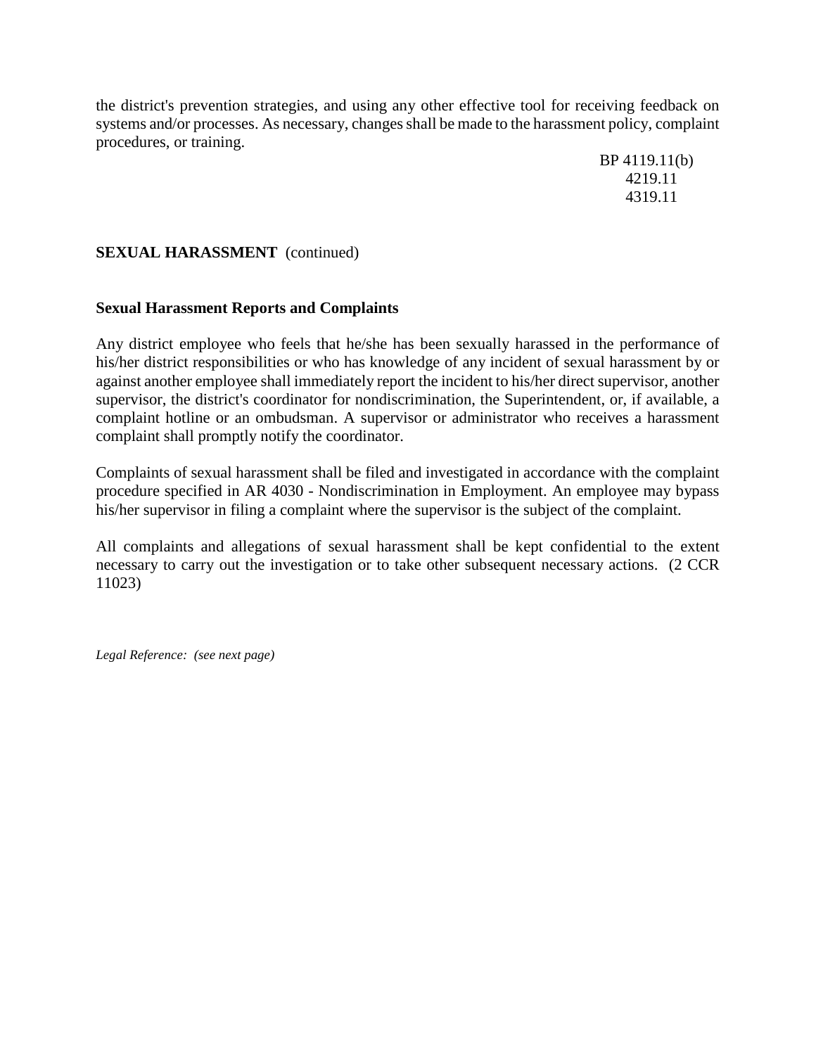the district's prevention strategies, and using any other effective tool for receiving feedback on systems and/or processes. As necessary, changes shall be made to the harassment policy, complaint procedures, or training.

**SEXUAL HARASSMENT** (continued)

**Sexual Harassment Reports and Complaints**

Any district employee who feels that he/she has been sexually harassed in the performance of his/her district responsibilities or who has knowledge of any incident of sexual harassment by or against another employee shall immediately report the incident to his/her direct supervisor, another supervisor, the district's coordinator for nondiscrimination, the Superintendent, or, if available, a complaint hotline or an ombudsman. A supervisor or administrator who receives a harassment complaint shall promptly notify the coordinator.

Complaints of sexual harassment shall be filed and investigated in accordance with the complaint procedure specified in AR 4030 - Nondiscrimination in Employment. An employee may bypass his/her supervisor in filing a complaint where the supervisor is the subject of the complaint.

All complaints and allegations of sexual harassment shall be kept confidential to the extent necessary to carry out the investigation or to take other subsequent necessary actions. (2 CCR 11023)

*Legal Reference: (see next page)*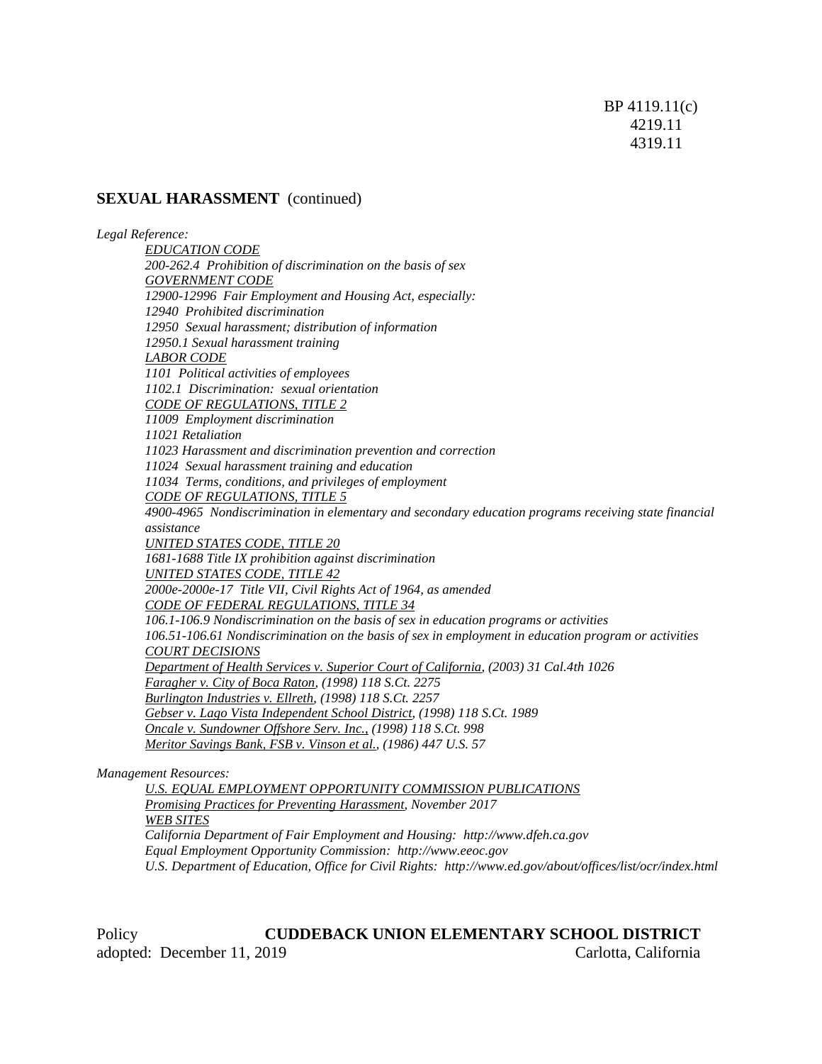BP 4119.11(c)
4219.11
4319.11

**SEXUAL HARASSMENT** (continued)

*Legal Reference:*

*EDUCATION CODE*
*200-262.4 Prohibition of discrimination on the basis of sex*
*GOVERNMENT CODE*
*12900-12996 Fair Employment and Housing Act, especially:*
*12940 Prohibited discrimination*
*12950 Sexual harassment; distribution of information*
*12950.1 Sexual harassment training*
*LABOR CODE*
*1101 Political activities of employees*
*1102.1 Discrimination: sexual orientation*
*CODE OF REGULATIONS, TITLE 2*
*11009 Employment discrimination*
*11021 Retaliation*
*11023 Harassment and discrimination prevention and correction*
*11024 Sexual harassment training and education*
*11034 Terms, conditions, and privileges of employment*
*CODE OF REGULATIONS, TITLE 5*
*4900-4965 Nondiscrimination in elementary and secondary education programs receiving state financial assistance*
*UNITED STATES CODE, TITLE 20*
*1681-1688 Title IX prohibition against discrimination*
*UNITED STATES CODE, TITLE 42*
*2000e-2000e-17 Title VII, Civil Rights Act of 1964, as amended*
*CODE OF FEDERAL REGULATIONS, TITLE 34*
*106.1-106.9 Nondiscrimination on the basis of sex in education programs or activities*
*106.51-106.61 Nondiscrimination on the basis of sex in employment in education program or activities*
*COURT DECISIONS*
*Department of Health Services v. Superior Court of California, (2003) 31 Cal.4th 1026*
*Faragher v. City of Boca Raton, (1998) 118 S.Ct. 2275*
*Burlington Industries v. Ellreth, (1998) 118 S.Ct. 2257*
*Gebser v. Lago Vista Independent School District, (1998) 118 S.Ct. 1989*
*Oncale v. Sundowner Offshore Serv. Inc., (1998) 118 S.Ct. 998*
*Meritor Savings Bank, FSB v. Vinson et al., (1986) 447 U.S. 57*

*Management Resources:*

*U.S. EQUAL EMPLOYMENT OPPORTUNITY COMMISSION PUBLICATIONS*
*Promising Practices for Preventing Harassment, November 2017*
*WEB SITES*
*California Department of Fair Employment and Housing: http://www.dfeh.ca.gov*
*Equal Employment Opportunity Commission: http://www.eeoc.gov*
*U.S. Department of Education, Office for Civil Rights: http://www.ed.gov/about/offices/list/ocr/index.html*

Policy **CUDDEBACK UNION ELEMENTARY SCHOOL DISTRICT**
adopted: December 11, 2019 Carlotta, California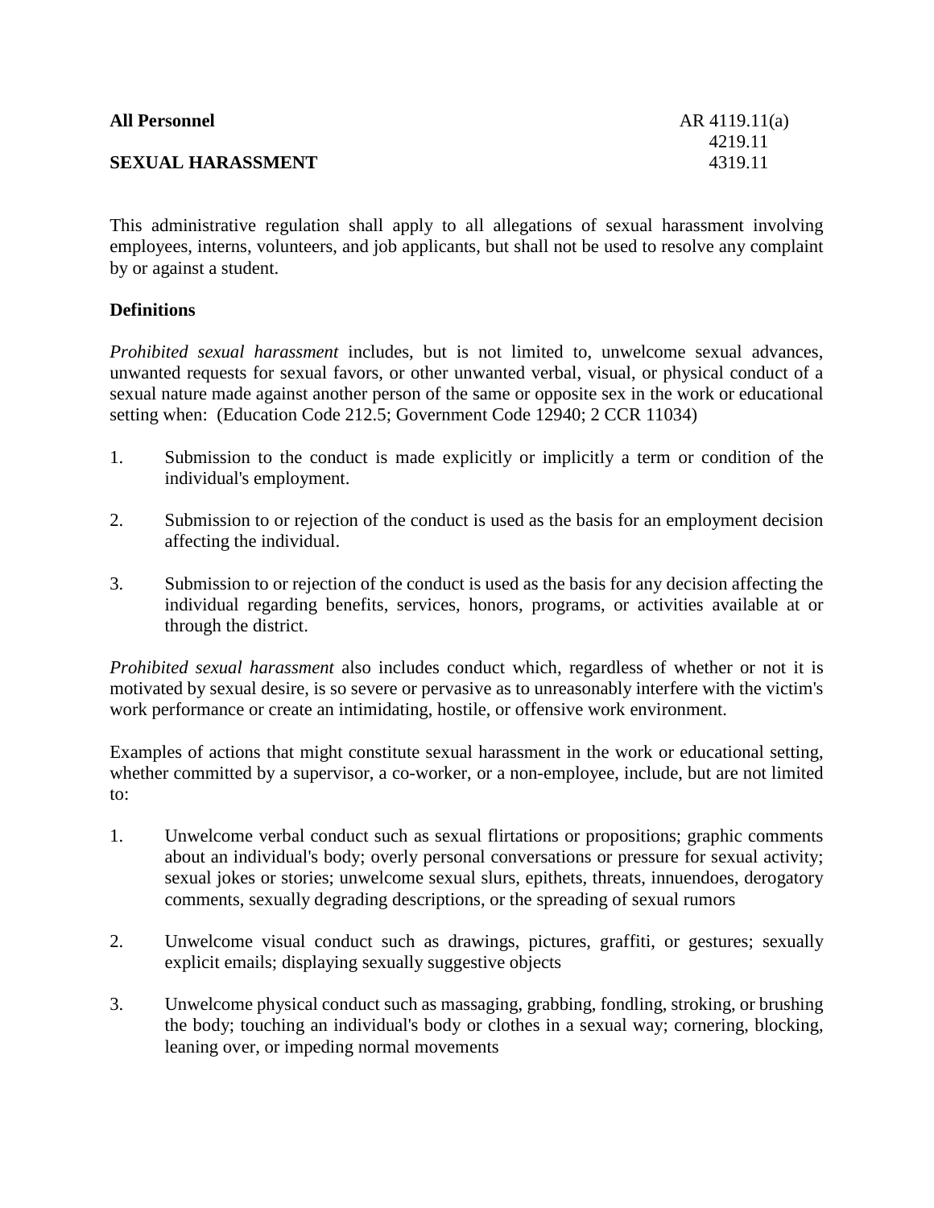**All Personnel**

AR 4119.11(a)
4219.11
4319.11

**SEXUAL HARASSMENT**

This administrative regulation shall apply to all allegations of sexual harassment involving employees, interns, volunteers, and job applicants, but shall not be used to resolve any complaint by or against a student.

**Definitions**

*Prohibited sexual harassment* includes, but is not limited to, unwelcome sexual advances, unwanted requests for sexual favors, or other unwanted verbal, visual, or physical conduct of a sexual nature made against another person of the same or opposite sex in the work or educational setting when: (Education Code 212.5; Government Code 12940; 2 CCR 11034)

1. Submission to the conduct is made explicitly or implicitly a term or condition of the individual's employment.

2. Submission to or rejection of the conduct is used as the basis for an employment decision affecting the individual.

3. Submission to or rejection of the conduct is used as the basis for any decision affecting the individual regarding benefits, services, honors, programs, or activities available at or through the district.

*Prohibited sexual harassment* also includes conduct which, regardless of whether or not it is motivated by sexual desire, is so severe or pervasive as to unreasonably interfere with the victim's work performance or create an intimidating, hostile, or offensive work environment.

Examples of actions that might constitute sexual harassment in the work or educational setting, whether committed by a supervisor, a co-worker, or a non-employee, include, but are not limited to:

1. Unwelcome verbal conduct such as sexual flirtations or propositions; graphic comments about an individual's body; overly personal conversations or pressure for sexual activity; sexual jokes or stories; unwelcome sexual slurs, epithets, threats, innuendoes, derogatory comments, sexually degrading descriptions, or the spreading of sexual rumors

2. Unwelcome visual conduct such as drawings, pictures, graffiti, or gestures; sexually explicit emails; displaying sexually suggestive objects

3. Unwelcome physical conduct such as massaging, grabbing, fondling, stroking, or brushing the body; touching an individual's body or clothes in a sexual way; cornering, blocking, leaning over, or impeding normal movements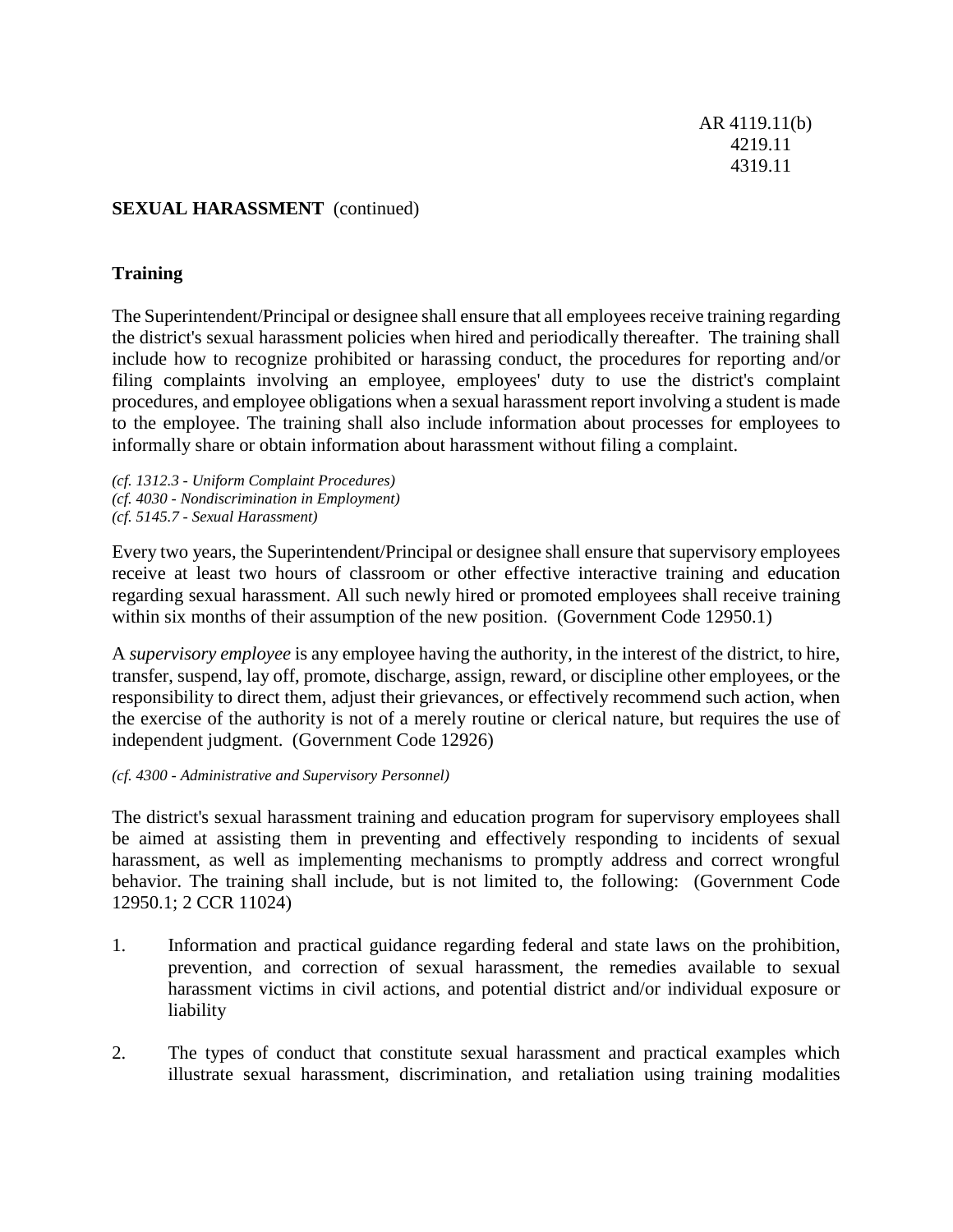**SEXUAL HARASSMENT** (continued)

**Training**

The Superintendent/Principal or designee shall ensure that all employees receive training regarding the district's sexual harassment policies when hired and periodically thereafter. The training shall include how to recognize prohibited or harassing conduct, the procedures for reporting and/or filing complaints involving an employee, employees' duty to use the district's complaint procedures, and employee obligations when a sexual harassment report involving a student is made to the employee. The training shall also include information about processes for employees to informally share or obtain information about harassment without filing a complaint.

*(cf. 1312.3 - Uniform Complaint Procedures)*
*(cf. 4030 - Nondiscrimination in Employment)*
*(cf. 5145.7 - Sexual Harassment)*

Every two years, the Superintendent/Principal or designee shall ensure that supervisory employees receive at least two hours of classroom or other effective interactive training and education regarding sexual harassment. All such newly hired or promoted employees shall receive training within six months of their assumption of the new position. (Government Code 12950.1)

A *supervisory employee* is any employee having the authority, in the interest of the district, to hire, transfer, suspend, lay off, promote, discharge, assign, reward, or discipline other employees, or the responsibility to direct them, adjust their grievances, or effectively recommend such action, when the exercise of the authority is not of a merely routine or clerical nature, but requires the use of independent judgment. (Government Code 12926)

*(cf. 4300 - Administrative and Supervisory Personnel)*

The district's sexual harassment training and education program for supervisory employees shall be aimed at assisting them in preventing and effectively responding to incidents of sexual harassment, as well as implementing mechanisms to promptly address and correct wrongful behavior. The training shall include, but is not limited to, the following: (Government Code 12950.1; 2 CCR 11024)

1. Information and practical guidance regarding federal and state laws on the prohibition, prevention, and correction of sexual harassment, the remedies available to sexual harassment victims in civil actions, and potential district and/or individual exposure or liability

2. The types of conduct that constitute sexual harassment and practical examples which illustrate sexual harassment, discrimination, and retaliation using training modalities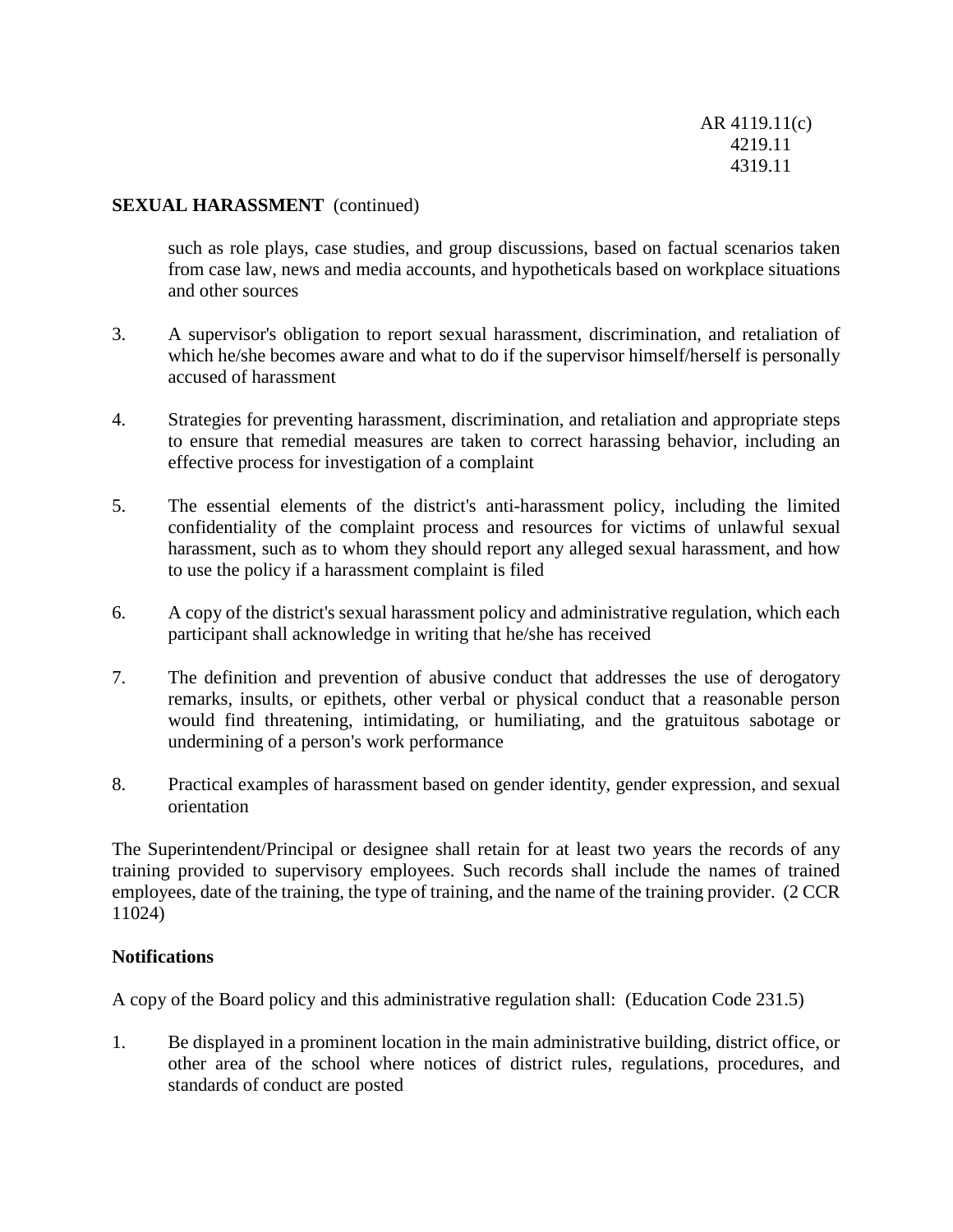such as role plays, case studies, and group discussions, based on factual scenarios taken from case law, news and media accounts, and hypotheticals based on workplace situations and other sources

3. A supervisor's obligation to report sexual harassment, discrimination, and retaliation of which he/she becomes aware and what to do if the supervisor himself/herself is personally accused of harassment

4. Strategies for preventing harassment, discrimination, and retaliation and appropriate steps to ensure that remedial measures are taken to correct harassing behavior, including an effective process for investigation of a complaint

5. The essential elements of the district's anti-harassment policy, including the limited confidentiality of the complaint process and resources for victims of unlawful sexual harassment, such as to whom they should report any alleged sexual harassment, and how to use the policy if a harassment complaint is filed

6. A copy of the district's sexual harassment policy and administrative regulation, which each participant shall acknowledge in writing that he/she has received

7. The definition and prevention of abusive conduct that addresses the use of derogatory remarks, insults, or epithets, other verbal or physical conduct that a reasonable person would find threatening, intimidating, or humiliating, and the gratuitous sabotage or undermining of a person's work performance

8. Practical examples of harassment based on gender identity, gender expression, and sexual orientation

The Superintendent/Principal or designee shall retain for at least two years the records of any training provided to supervisory employees. Such records shall include the names of trained employees, date of the training, the type of training, and the name of the training provider. (2 CCR 11024)

**Notifications**

A copy of the Board policy and this administrative regulation shall: (Education Code 231.5)

1. Be displayed in a prominent location in the main administrative building, district office, or other area of the school where notices of district rules, regulations, procedures, and standards of conduct are posted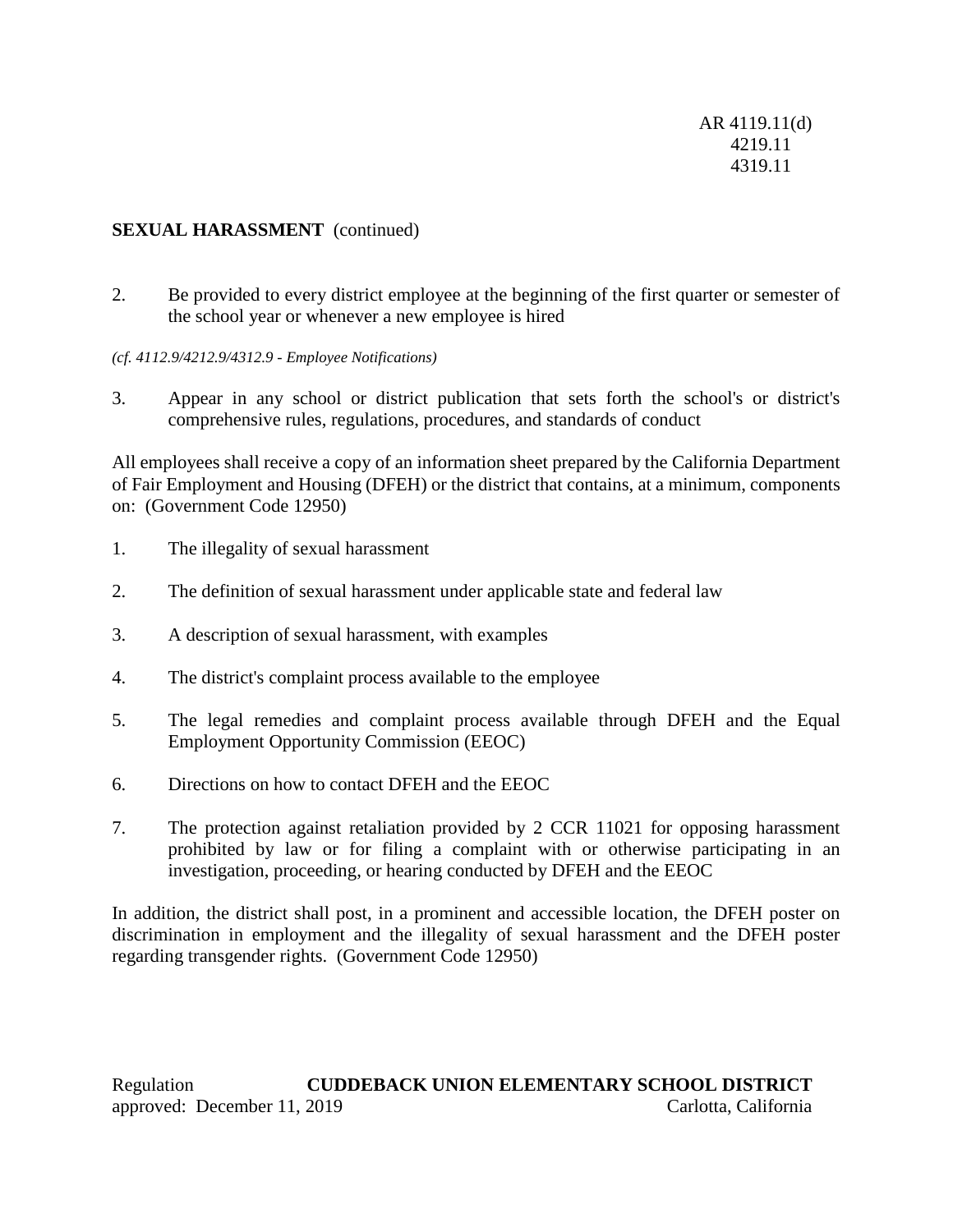**SEXUAL HARASSMENT** (continued)

2. Be provided to every district employee at the beginning of the first quarter or semester of the school year or whenever a new employee is hired

*(cf. 4112.9/4212.9/4312.9 - Employee Notifications)*

3. Appear in any school or district publication that sets forth the school's or district's comprehensive rules, regulations, procedures, and standards of conduct

All employees shall receive a copy of an information sheet prepared by the California Department of Fair Employment and Housing (DFEH) or the district that contains, at a minimum, components on: (Government Code 12950)

1. The illegality of sexual harassment

2. The definition of sexual harassment under applicable state and federal law

3. A description of sexual harassment, with examples

4. The district's complaint process available to the employee

5. The legal remedies and complaint process available through DFEH and the Equal Employment Opportunity Commission (EEOC)

6. Directions on how to contact DFEH and the EEOC

7. The protection against retaliation provided by 2 CCR 11021 for opposing harassment prohibited by law or for filing a complaint with or otherwise participating in an investigation, proceeding, or hearing conducted by DFEH and the EEOC

In addition, the district shall post, in a prominent and accessible location, the DFEH poster on discrimination in employment and the illegality of sexual harassment and the DFEH poster regarding transgender rights. (Government Code 12950)

Regulation **CUDDEBACK UNION ELEMENTARY SCHOOL DISTRICT**
approved: December 11, 2019 Carlotta, California